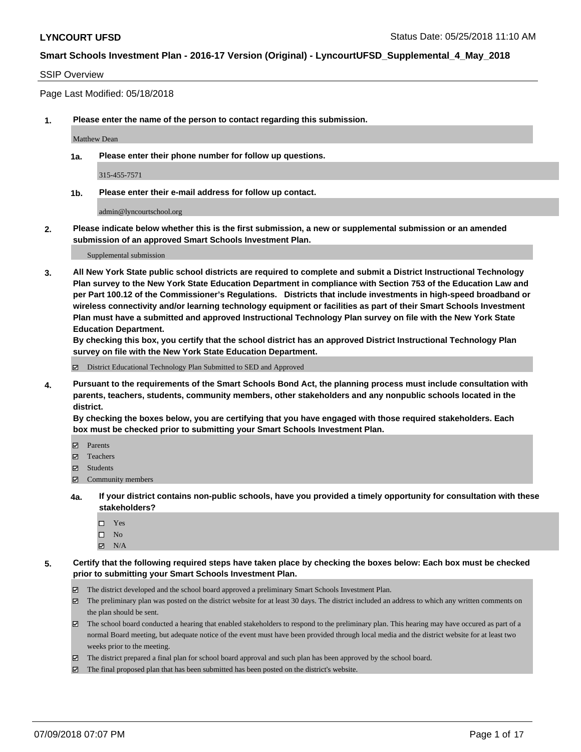**LYNCOURT UFSD**

Status Date: 05/25/2018 11:10 AM

**Smart Schools Investment Plan - 2016-17 Version (Original) - LyncourtUFSD_Supplemental_4_May_2018**

SSIP Overview

Page Last Modified: 05/18/2018

**1. Please enter the name of the person to contact regarding this submission.**

Matthew Dean

**1a. Please enter their phone number for follow up questions.**

315-455-7571

**1b. Please enter their e-mail address for follow up contact.**

admin@lyncourtschool.org

**2. Please indicate below whether this is the first submission, a new or supplemental submission or an amended submission of an approved Smart Schools Investment Plan.**

Supplemental submission

**3. All New York State public school districts are required to complete and submit a District Instructional Technology Plan survey to the New York State Education Department in compliance with Section 753 of the Education Law and per Part 100.12 of the Commissioner's Regulations. Districts that include investments in high-speed broadband or wireless connectivity and/or learning technology equipment or facilities as part of their Smart Schools Investment Plan must have a submitted and approved Instructional Technology Plan survey on file with the New York State Education Department.**
**By checking this box, you certify that the school district has an approved District Instructional Technology Plan survey on file with the New York State Education Department.**

- ☑ District Educational Technology Plan Submitted to SED and Approved

**4. Pursuant to the requirements of the Smart Schools Bond Act, the planning process must include consultation with parents, teachers, students, community members, other stakeholders and any nonpublic schools located in the district.**
**By checking the boxes below, you are certifying that you have engaged with those required stakeholders. Each box must be checked prior to submitting your Smart Schools Investment Plan.**

- ☑ Parents
- ☑ Teachers
- ☑ Students
- ☑ Community members

**4a. If your district contains non-public schools, have you provided a timely opportunity for consultation with these stakeholders?**

- ☐ Yes
- ☐ No
- ☑ N/A

**5. Certify that the following required steps have taken place by checking the boxes below: Each box must be checked prior to submitting your Smart Schools Investment Plan.**

- ☑ The district developed and the school board approved a preliminary Smart Schools Investment Plan.
- ☑ The preliminary plan was posted on the district website for at least 30 days. The district included an address to which any written comments on the plan should be sent.
- ☑ The school board conducted a hearing that enabled stakeholders to respond to the preliminary plan. This hearing may have occured as part of a normal Board meeting, but adequate notice of the event must have been provided through local media and the district website for at least two weeks prior to the meeting.
- ☑ The district prepared a final plan for school board approval and such plan has been approved by the school board.
- ☑ The final proposed plan that has been submitted has been posted on the district's website.

07/09/2018 07:07 PM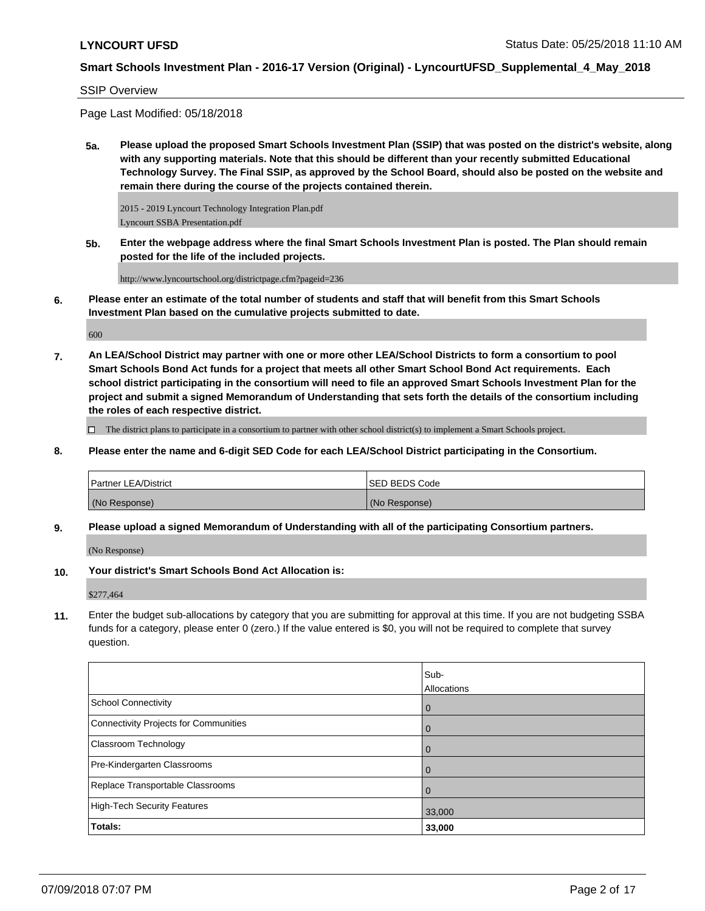SSIP Overview

Page Last Modified: 05/18/2018

**5a. Please upload the proposed Smart Schools Investment Plan (SSIP) that was posted on the district's website, along with any supporting materials. Note that this should be different than your recently submitted Educational Technology Survey. The Final SSIP, as approved by the School Board, should also be posted on the website and remain there during the course of the projects contained therein.**

2015 - 2019 Lyncourt Technology Integration Plan.pdf
Lyncourt SSBA Presentation.pdf

**5b. Enter the webpage address where the final Smart Schools Investment Plan is posted. The Plan should remain posted for the life of the included projects.**

http://www.lyncourtschool.org/districtpage.cfm?pageid=236

**6. Please enter an estimate of the total number of students and staff that will benefit from this Smart Schools Investment Plan based on the cumulative projects submitted to date.**

600

**7. An LEA/School District may partner with one or more other LEA/School Districts to form a consortium to pool Smart Schools Bond Act funds for a project that meets all other Smart School Bond Act requirements. Each school district participating in the consortium will need to file an approved Smart Schools Investment Plan for the project and submit a signed Memorandum of Understanding that sets forth the details of the consortium including the roles of each respective district.**

☐ The district plans to participate in a consortium to partner with other school district(s) to implement a Smart Schools project.

**8. Please enter the name and 6-digit SED Code for each LEA/School District participating in the Consortium.**

| Partner LEA/District | SED BEDS Code |
|---|---|
| (No Response) | (No Response) |

**9. Please upload a signed Memorandum of Understanding with all of the participating Consortium partners.**

(No Response)

**10. Your district's Smart Schools Bond Act Allocation is:**

$277,464

**11.** Enter the budget sub-allocations by category that you are submitting for approval at this time. If you are not budgeting SSBA funds for a category, please enter 0 (zero.) If the value entered is $0, you will not be required to complete that survey question.

| | Sub-Allocations |
|---|---|
| School Connectivity | 0 |
| Connectivity Projects for Communities | 0 |
| Classroom Technology | 0 |
| Pre-Kindergarten Classrooms | 0 |
| Replace Transportable Classrooms | 0 |
| High-Tech Security Features | 33,000 |
| **Totals:** | **33,000** |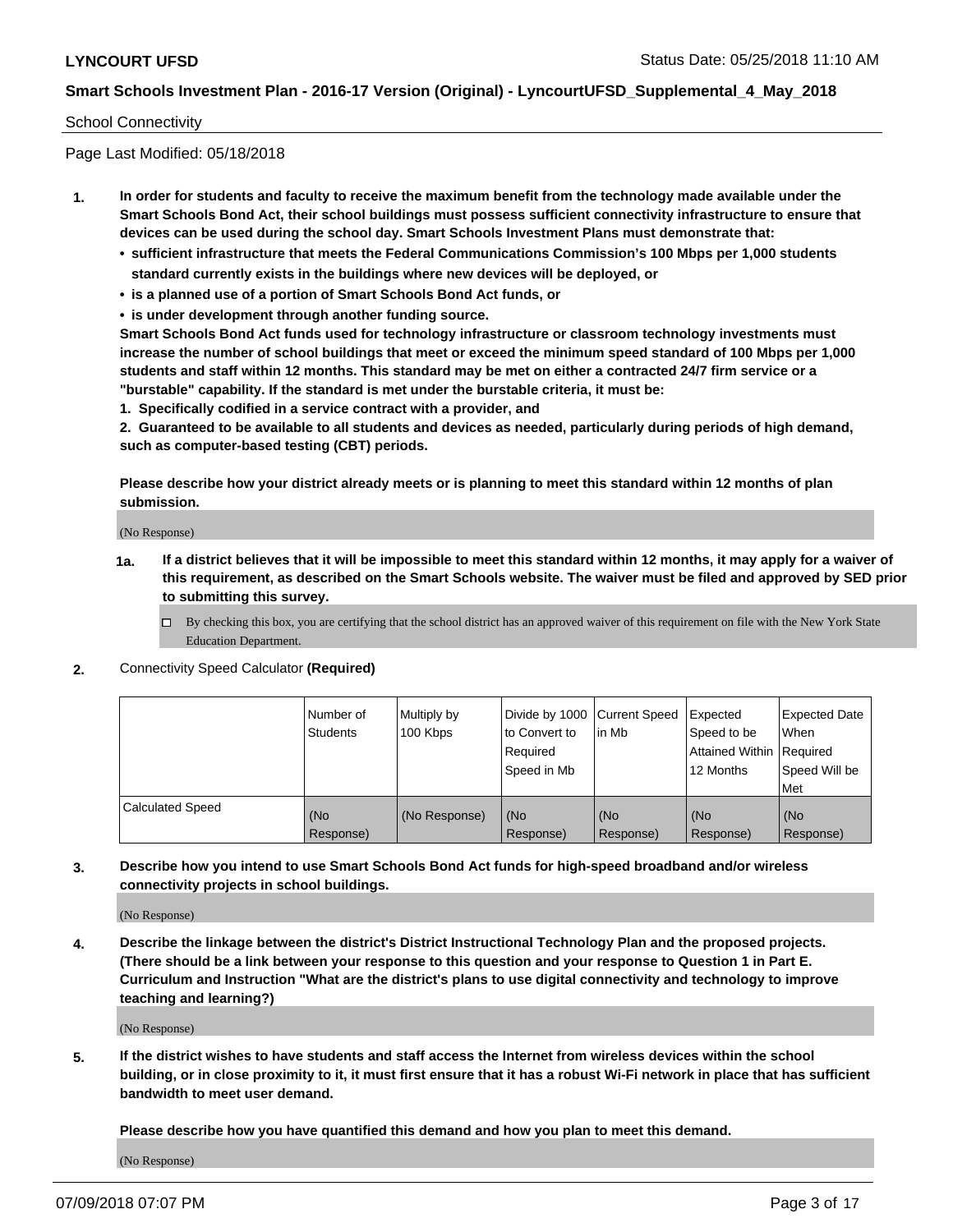School Connectivity

Page Last Modified: 05/18/2018

**1. In order for students and faculty to receive the maximum benefit from the technology made available under the Smart Schools Bond Act, their school buildings must possess sufficient connectivity infrastructure to ensure that devices can be used during the school day. Smart Schools Investment Plans must demonstrate that:**

- **sufficient infrastructure that meets the Federal Communications Commission's 100 Mbps per 1,000 students standard currently exists in the buildings where new devices will be deployed, or**
- **is a planned use of a portion of Smart Schools Bond Act funds, or**
- **is under development through another funding source.**

**Smart Schools Bond Act funds used for technology infrastructure or classroom technology investments must increase the number of school buildings that meet or exceed the minimum speed standard of 100 Mbps per 1,000 students and staff within 12 months. This standard may be met on either a contracted 24/7 firm service or a "burstable" capability. If the standard is met under the burstable criteria, it must be:**

**1. Specifically codified in a service contract with a provider, and**

**2. Guaranteed to be available to all students and devices as needed, particularly during periods of high demand, such as computer-based testing (CBT) periods.**

**Please describe how your district already meets or is planning to meet this standard within 12 months of plan submission.**

(No Response)

**1a. If a district believes that it will be impossible to meet this standard within 12 months, it may apply for a waiver of this requirement, as described on the Smart Schools website. The waiver must be filed and approved by SED prior to submitting this survey.**

☐ By checking this box, you are certifying that the school district has an approved waiver of this requirement on file with the New York State Education Department.

**2.** Connectivity Speed Calculator **(Required)**

| | Number of Students | Multiply by 100 Kbps | Divide by 1000 to Convert to Required Speed in Mb | Current Speed in Mb | Expected Speed to be Attained Within 12 Months | Expected Date When Required Speed Will be Met |
|---|---|---|---|---|---|---|
| Calculated Speed | (No Response) | (No Response) | (No Response) | (No Response) | (No Response) | (No Response) |

**3. Describe how you intend to use Smart Schools Bond Act funds for high-speed broadband and/or wireless connectivity projects in school buildings.**

(No Response)

**4. Describe the linkage between the district's District Instructional Technology Plan and the proposed projects. (There should be a link between your response to this question and your response to Question 1 in Part E. Curriculum and Instruction "What are the district's plans to use digital connectivity and technology to improve teaching and learning?)**

(No Response)

**5. If the district wishes to have students and staff access the Internet from wireless devices within the school building, or in close proximity to it, it must first ensure that it has a robust Wi-Fi network in place that has sufficient bandwidth to meet user demand.**

**Please describe how you have quantified this demand and how you plan to meet this demand.**

(No Response)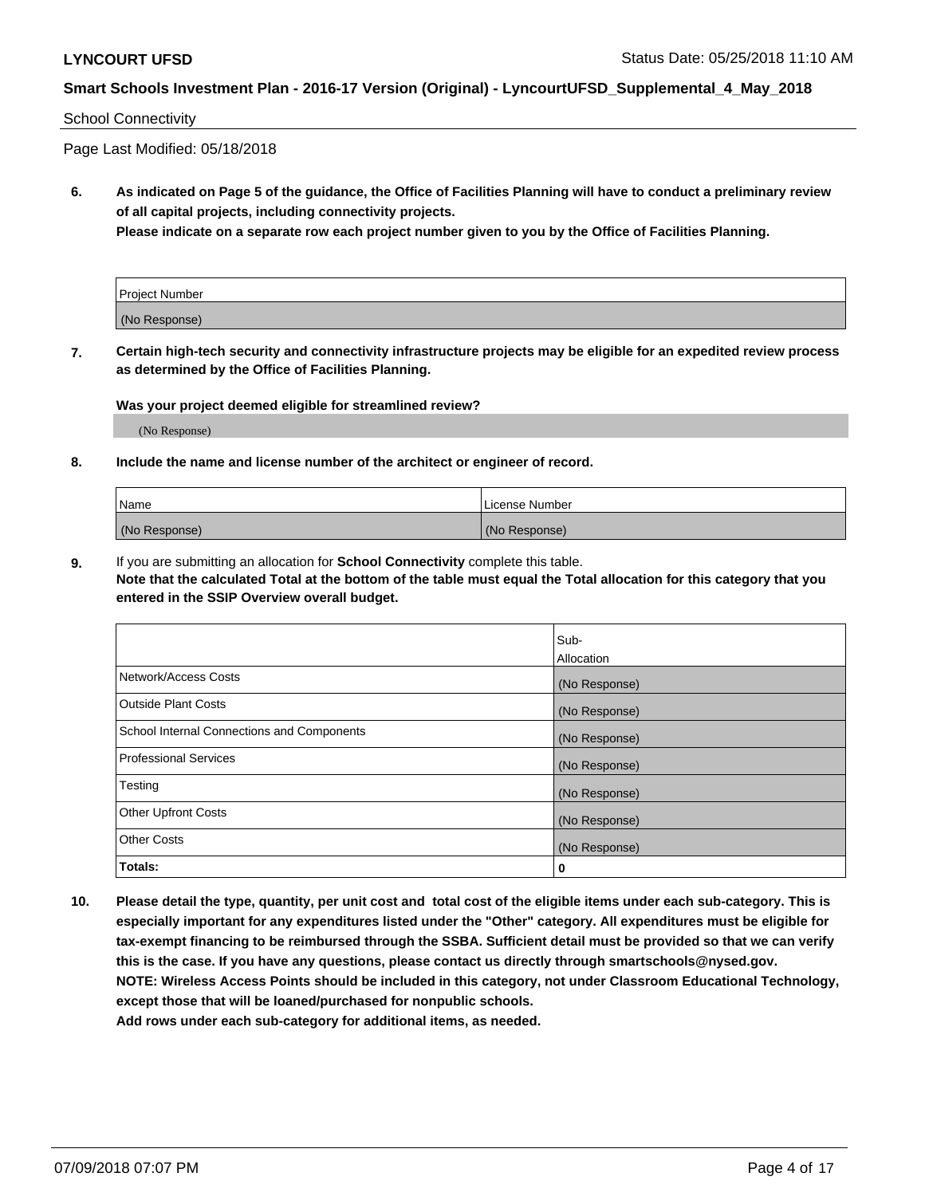School Connectivity

Page Last Modified: 05/18/2018

**6. As indicated on Page 5 of the guidance, the Office of Facilities Planning will have to conduct a preliminary review of all capital projects, including connectivity projects.**
**Please indicate on a separate row each project number given to you by the Office of Facilities Planning.**

| Project Number |
|---|
| (No Response) |

**7. Certain high-tech security and connectivity infrastructure projects may be eligible for an expedited review process as determined by the Office of Facilities Planning.**

**Was your project deemed eligible for streamlined review?**

(No Response)

**8. Include the name and license number of the architect or engineer of record.**

| Name | License Number |
|---|---|
| (No Response) | (No Response) |

**9.** If you are submitting an allocation for **School Connectivity** complete this table.
**Note that the calculated Total at the bottom of the table must equal the Total allocation for this category that you entered in the SSIP Overview overall budget.**

| | Sub-Allocation |
|---|---|
| Network/Access Costs | (No Response) |
| Outside Plant Costs | (No Response) |
| School Internal Connections and Components | (No Response) |
| Professional Services | (No Response) |
| Testing | (No Response) |
| Other Upfront Costs | (No Response) |
| Other Costs | (No Response) |
| **Totals:** | **0** |

**10. Please detail the type, quantity, per unit cost and total cost of the eligible items under each sub-category. This is especially important for any expenditures listed under the "Other" category. All expenditures must be eligible for tax-exempt financing to be reimbursed through the SSBA. Sufficient detail must be provided so that we can verify this is the case. If you have any questions, please contact us directly through smartschools@nysed.gov.**
**NOTE: Wireless Access Points should be included in this category, not under Classroom Educational Technology, except those that will be loaned/purchased for nonpublic schools.**
**Add rows under each sub-category for additional items, as needed.**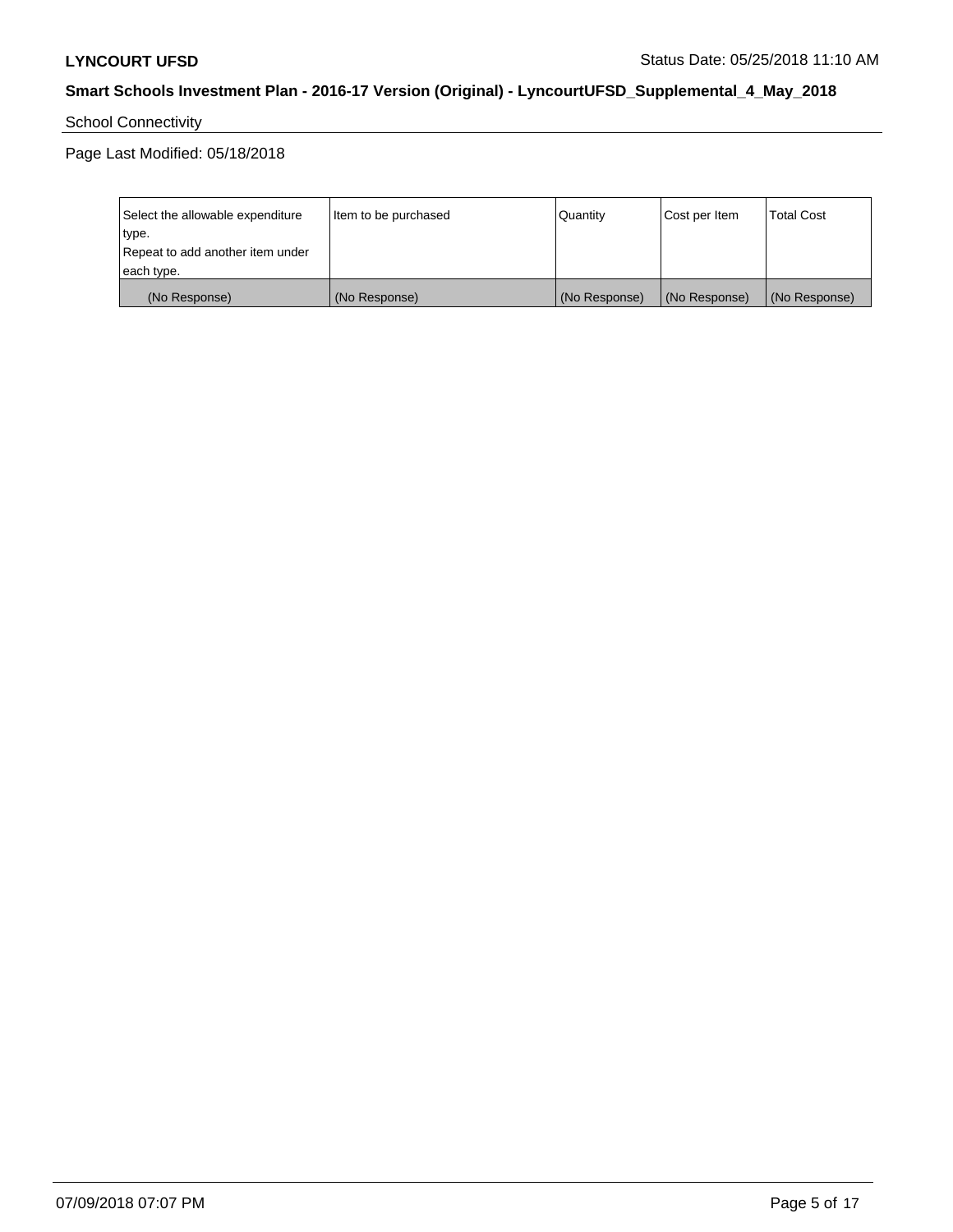School Connectivity

Page Last Modified: 05/18/2018

| Select the allowable expenditure type. Repeat to add another item under each type. | Item to be purchased | Quantity | Cost per Item | Total Cost |
|---|---|---|---|---|
| (No Response) | (No Response) | (No Response) | (No Response) | (No Response) |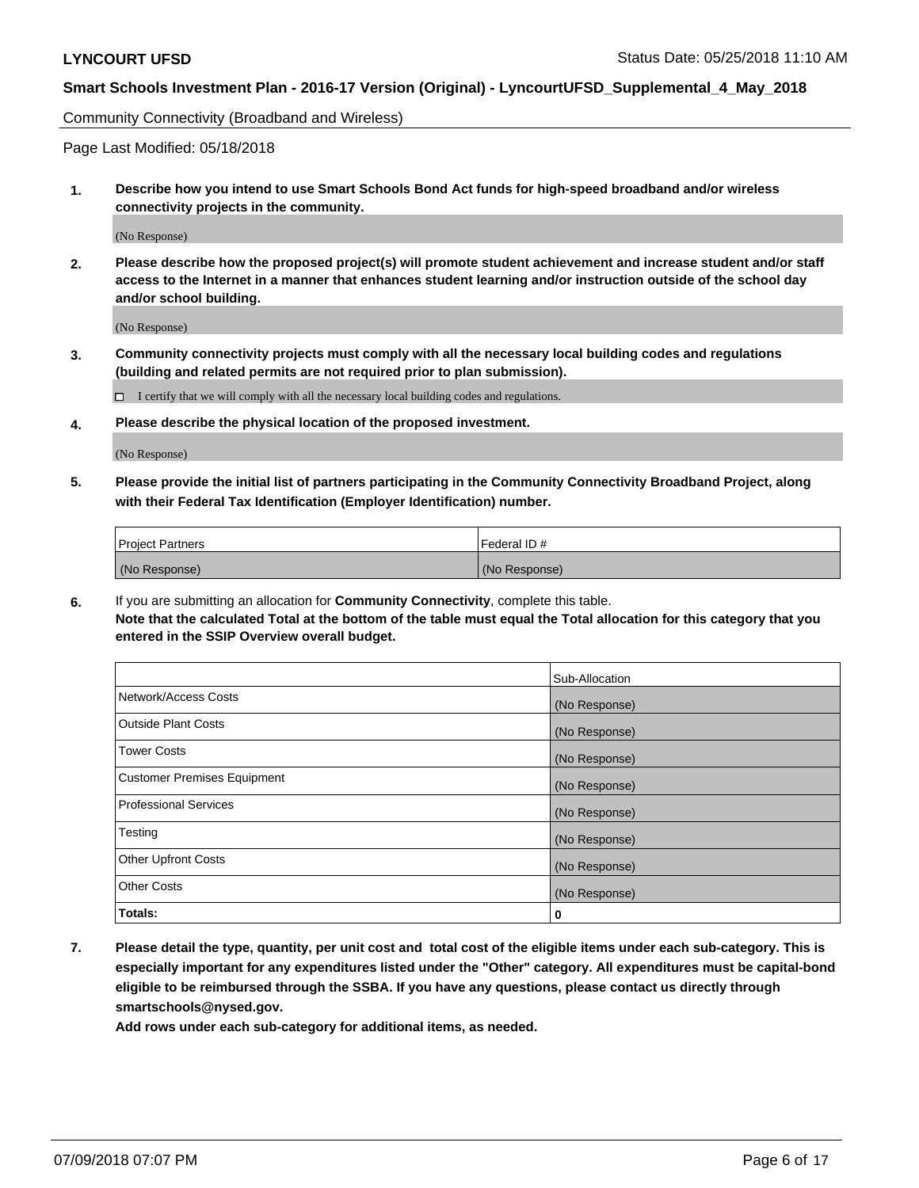Community Connectivity (Broadband and Wireless)

Page Last Modified: 05/18/2018

**1. Describe how you intend to use Smart Schools Bond Act funds for high-speed broadband and/or wireless connectivity projects in the community.**

(No Response)

**2. Please describe how the proposed project(s) will promote student achievement and increase student and/or staff access to the Internet in a manner that enhances student learning and/or instruction outside of the school day and/or school building.**

(No Response)

**3. Community connectivity projects must comply with all the necessary local building codes and regulations (building and related permits are not required prior to plan submission).**

☐ I certify that we will comply with all the necessary local building codes and regulations.

**4. Please describe the physical location of the proposed investment.**

(No Response)

**5. Please provide the initial list of partners participating in the Community Connectivity Broadband Project, along with their Federal Tax Identification (Employer Identification) number.**

| Project Partners | Federal ID # |
|---|---|
| (No Response) | (No Response) |

**6.** If you are submitting an allocation for **Community Connectivity**, complete this table.
**Note that the calculated Total at the bottom of the table must equal the Total allocation for this category that you entered in the SSIP Overview overall budget.**

| | Sub-Allocation |
|---|---|
| Network/Access Costs | (No Response) |
| Outside Plant Costs | (No Response) |
| Tower Costs | (No Response) |
| Customer Premises Equipment | (No Response) |
| Professional Services | (No Response) |
| Testing | (No Response) |
| Other Upfront Costs | (No Response) |
| Other Costs | (No Response) |
| **Totals:** | **0** |

**7. Please detail the type, quantity, per unit cost and total cost of the eligible items under each sub-category. This is especially important for any expenditures listed under the "Other" category. All expenditures must be capital-bond eligible to be reimbursed through the SSBA. If you have any questions, please contact us directly through smartschools@nysed.gov.**

**Add rows under each sub-category for additional items, as needed.**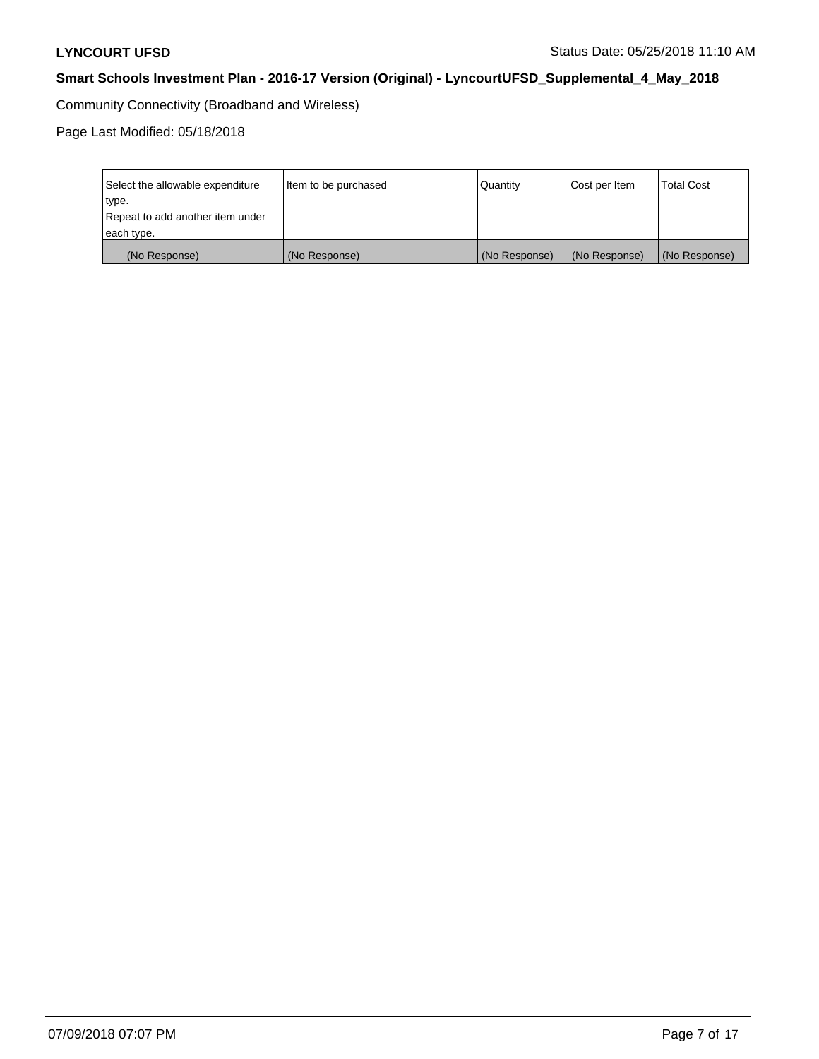Community Connectivity (Broadband and Wireless)

Page Last Modified: 05/18/2018

| Select the allowable expenditure type. Repeat to add another item under each type. | Item to be purchased | Quantity | Cost per Item | Total Cost |
|---|---|---|---|---|
| (No Response) | (No Response) | (No Response) | (No Response) | (No Response) |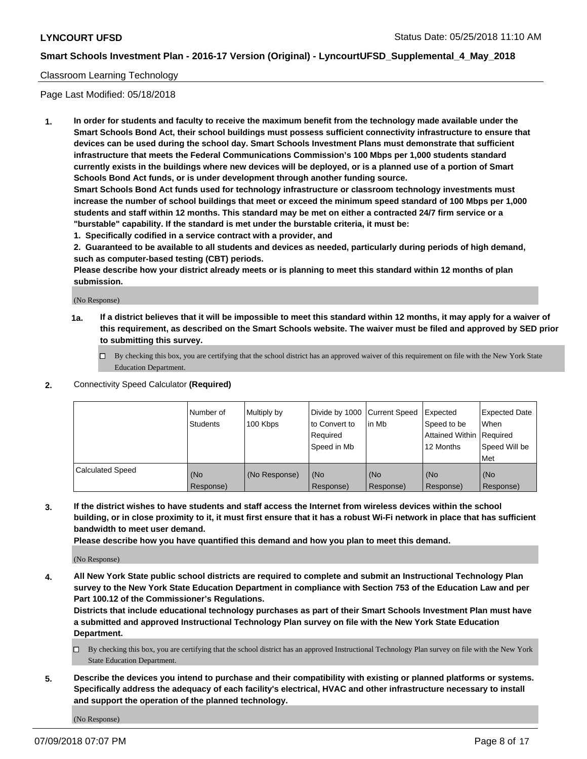Classroom Learning Technology

Page Last Modified: 05/18/2018

**1. In order for students and faculty to receive the maximum benefit from the technology made available under the Smart Schools Bond Act, their school buildings must possess sufficient connectivity infrastructure to ensure that devices can be used during the school day. Smart Schools Investment Plans must demonstrate that sufficient infrastructure that meets the Federal Communications Commission's 100 Mbps per 1,000 students standard currently exists in the buildings where new devices will be deployed, or is a planned use of a portion of Smart Schools Bond Act funds, or is under development through another funding source.**

**Smart Schools Bond Act funds used for technology infrastructure or classroom technology investments must increase the number of school buildings that meet or exceed the minimum speed standard of 100 Mbps per 1,000 students and staff within 12 months. This standard may be met on either a contracted 24/7 firm service or a "burstable" capability. If the standard is met under the burstable criteria, it must be:**

**1. Specifically codified in a service contract with a provider, and**

**2. Guaranteed to be available to all students and devices as needed, particularly during periods of high demand, such as computer-based testing (CBT) periods.**

**Please describe how your district already meets or is planning to meet this standard within 12 months of plan submission.**

(No Response)

**1a. If a district believes that it will be impossible to meet this standard within 12 months, it may apply for a waiver of this requirement, as described on the Smart Schools website. The waiver must be filed and approved by SED prior to submitting this survey.**

☐ By checking this box, you are certifying that the school district has an approved waiver of this requirement on file with the New York State Education Department.

**2.** Connectivity Speed Calculator **(Required)**

| | Number of Students | Multiply by 100 Kbps | Divide by 1000 to Convert to Required Speed in Mb | Current Speed in Mb | Expected Speed to be Attained Within 12 Months | Expected Date When Required Speed Will be Met |
|---|---|---|---|---|---|---|
| Calculated Speed | (No Response) | (No Response) | (No Response) | (No Response) | (No Response) | (No Response) |

**3. If the district wishes to have students and staff access the Internet from wireless devices within the school building, or in close proximity to it, it must first ensure that it has a robust Wi-Fi network in place that has sufficient bandwidth to meet user demand.**

**Please describe how you have quantified this demand and how you plan to meet this demand.**

(No Response)

**4. All New York State public school districts are required to complete and submit an Instructional Technology Plan survey to the New York State Education Department in compliance with Section 753 of the Education Law and per Part 100.12 of the Commissioner's Regulations.**

**Districts that include educational technology purchases as part of their Smart Schools Investment Plan must have a submitted and approved Instructional Technology Plan survey on file with the New York State Education Department.**

☐ By checking this box, you are certifying that the school district has an approved Instructional Technology Plan survey on file with the New York State Education Department.

**5. Describe the devices you intend to purchase and their compatibility with existing or planned platforms or systems. Specifically address the adequacy of each facility's electrical, HVAC and other infrastructure necessary to install and support the operation of the planned technology.**

(No Response)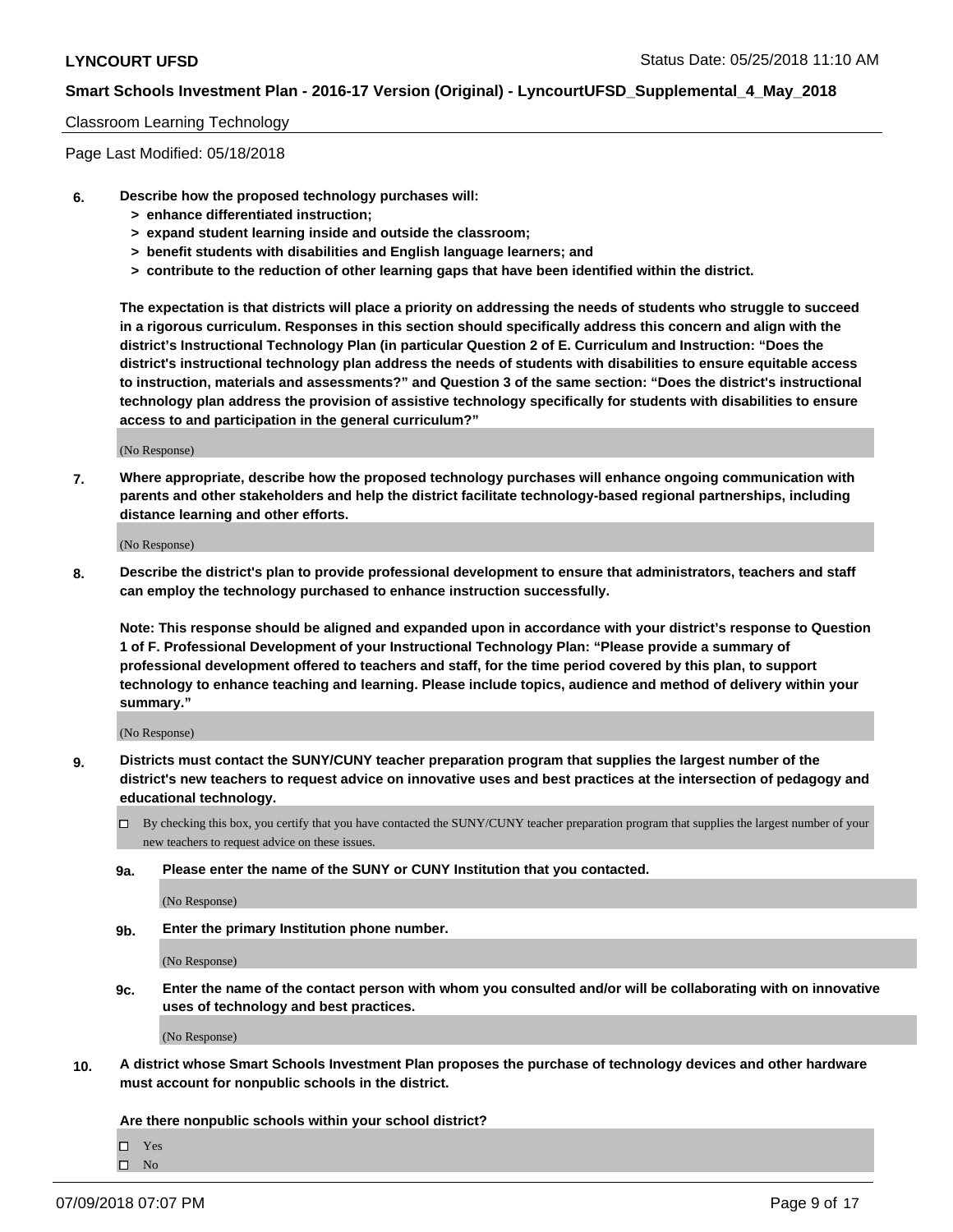Classroom Learning Technology

Page Last Modified: 05/18/2018

**6. Describe how the proposed technology purchases will:**
- **> enhance differentiated instruction;**
- **> expand student learning inside and outside the classroom;**
- **> benefit students with disabilities and English language learners; and**
- **> contribute to the reduction of other learning gaps that have been identified within the district.**

**The expectation is that districts will place a priority on addressing the needs of students who struggle to succeed in a rigorous curriculum. Responses in this section should specifically address this concern and align with the district's Instructional Technology Plan (in particular Question 2 of E. Curriculum and Instruction: "Does the district's instructional technology plan address the needs of students with disabilities to ensure equitable access to instruction, materials and assessments?" and Question 3 of the same section: "Does the district's instructional technology plan address the provision of assistive technology specifically for students with disabilities to ensure access to and participation in the general curriculum?"**

(No Response)

**7. Where appropriate, describe how the proposed technology purchases will enhance ongoing communication with parents and other stakeholders and help the district facilitate technology-based regional partnerships, including distance learning and other efforts.**

(No Response)

**8. Describe the district's plan to provide professional development to ensure that administrators, teachers and staff can employ the technology purchased to enhance instruction successfully.**

**Note: This response should be aligned and expanded upon in accordance with your district's response to Question 1 of F. Professional Development of your Instructional Technology Plan: "Please provide a summary of professional development offered to teachers and staff, for the time period covered by this plan, to support technology to enhance teaching and learning. Please include topics, audience and method of delivery within your summary."**

(No Response)

**9. Districts must contact the SUNY/CUNY teacher preparation program that supplies the largest number of the district's new teachers to request advice on innovative uses and best practices at the intersection of pedagogy and educational technology.**

☐ By checking this box, you certify that you have contacted the SUNY/CUNY teacher preparation program that supplies the largest number of your new teachers to request advice on these issues.

**9a. Please enter the name of the SUNY or CUNY Institution that you contacted.**

(No Response)

**9b. Enter the primary Institution phone number.**

(No Response)

**9c. Enter the name of the contact person with whom you consulted and/or will be collaborating with on innovative uses of technology and best practices.**

(No Response)

**10. A district whose Smart Schools Investment Plan proposes the purchase of technology devices and other hardware must account for nonpublic schools in the district.**

**Are there nonpublic schools within your school district?**

☐ Yes
☐ No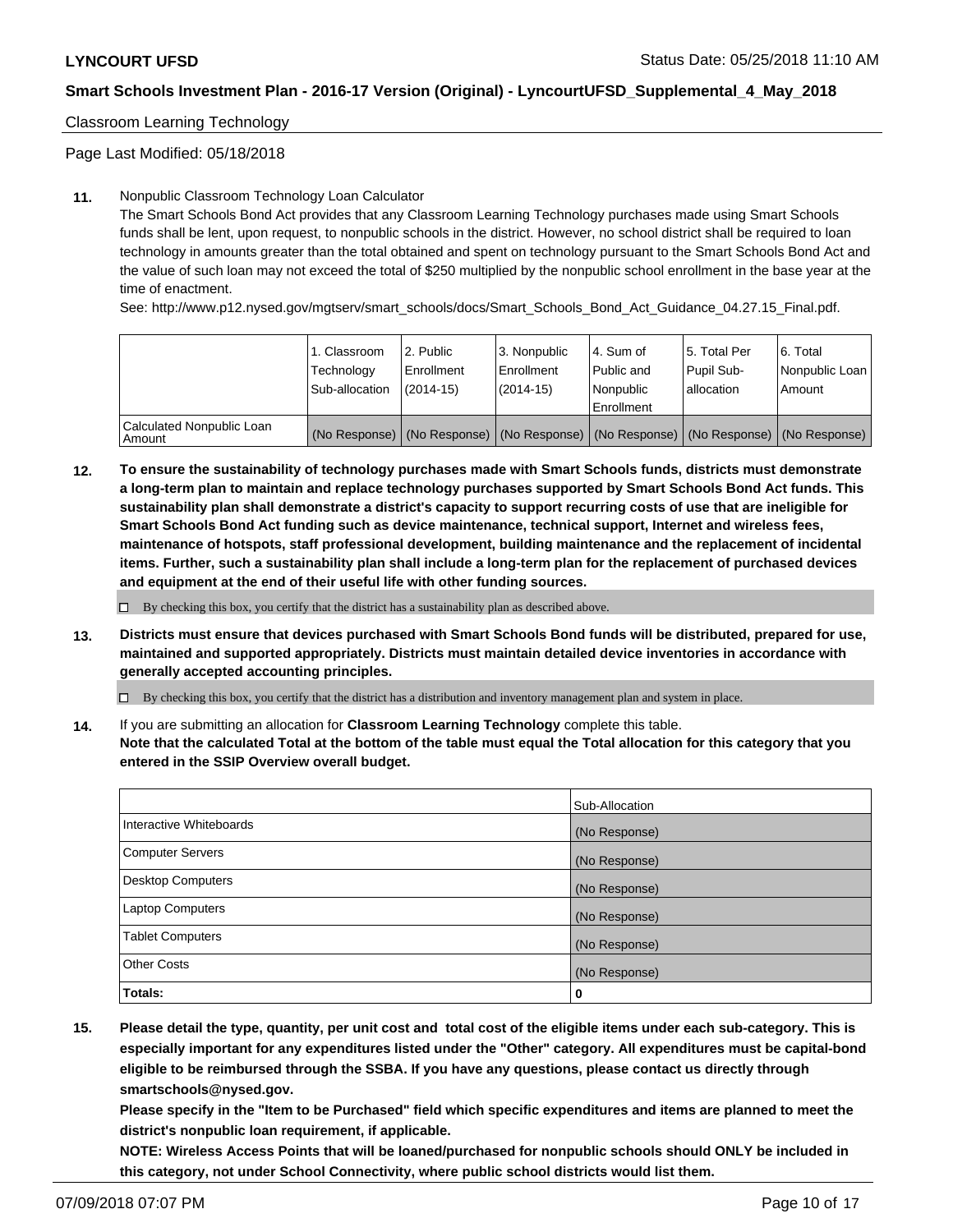Classroom Learning Technology

Page Last Modified: 05/18/2018

**11.** Nonpublic Classroom Technology Loan Calculator

The Smart Schools Bond Act provides that any Classroom Learning Technology purchases made using Smart Schools funds shall be lent, upon request, to nonpublic schools in the district. However, no school district shall be required to loan technology in amounts greater than the total obtained and spent on technology pursuant to the Smart Schools Bond Act and the value of such loan may not exceed the total of $250 multiplied by the nonpublic school enrollment in the base year at the time of enactment.

See: http://www.p12.nysed.gov/mgtserv/smart_schools/docs/Smart_Schools_Bond_Act_Guidance_04.27.15_Final.pdf.

| | 1. Classroom Technology Sub-allocation | 2. Public Enrollment (2014-15) | 3. Nonpublic Enrollment (2014-15) | 4. Sum of Public and Nonpublic Enrollment | 5. Total Per Pupil Sub-allocation | 6. Total Nonpublic Loan Amount |
|---|---|---|---|---|---|---|
| Calculated Nonpublic Loan Amount | (No Response) | (No Response) | (No Response) | (No Response) | (No Response) | (No Response) |

**12.** **To ensure the sustainability of technology purchases made with Smart Schools funds, districts must demonstrate a long-term plan to maintain and replace technology purchases supported by Smart Schools Bond Act funds. This sustainability plan shall demonstrate a district's capacity to support recurring costs of use that are ineligible for Smart Schools Bond Act funding such as device maintenance, technical support, Internet and wireless fees, maintenance of hotspots, staff professional development, building maintenance and the replacement of incidental items. Further, such a sustainability plan shall include a long-term plan for the replacement of purchased devices and equipment at the end of their useful life with other funding sources.**

☐ By checking this box, you certify that the district has a sustainability plan as described above.

**13.** **Districts must ensure that devices purchased with Smart Schools Bond funds will be distributed, prepared for use, maintained and supported appropriately. Districts must maintain detailed device inventories in accordance with generally accepted accounting principles.**

☐ By checking this box, you certify that the district has a distribution and inventory management plan and system in place.

**14.** If you are submitting an allocation for **Classroom Learning Technology** complete this table.
**Note that the calculated Total at the bottom of the table must equal the Total allocation for this category that you entered in the SSIP Overview overall budget.**

| | Sub-Allocation |
|---|---|
| Interactive Whiteboards | (No Response) |
| Computer Servers | (No Response) |
| Desktop Computers | (No Response) |
| Laptop Computers | (No Response) |
| Tablet Computers | (No Response) |
| Other Costs | (No Response) |
| **Totals:** | **0** |

**15.** **Please detail the type, quantity, per unit cost and total cost of the eligible items under each sub-category. This is especially important for any expenditures listed under the "Other" category. All expenditures must be capital-bond eligible to be reimbursed through the SSBA. If you have any questions, please contact us directly through smartschools@nysed.gov.**

**Please specify in the "Item to be Purchased" field which specific expenditures and items are planned to meet the district's nonpublic loan requirement, if applicable.**

**NOTE: Wireless Access Points that will be loaned/purchased for nonpublic schools should ONLY be included in this category, not under School Connectivity, where public school districts would list them.**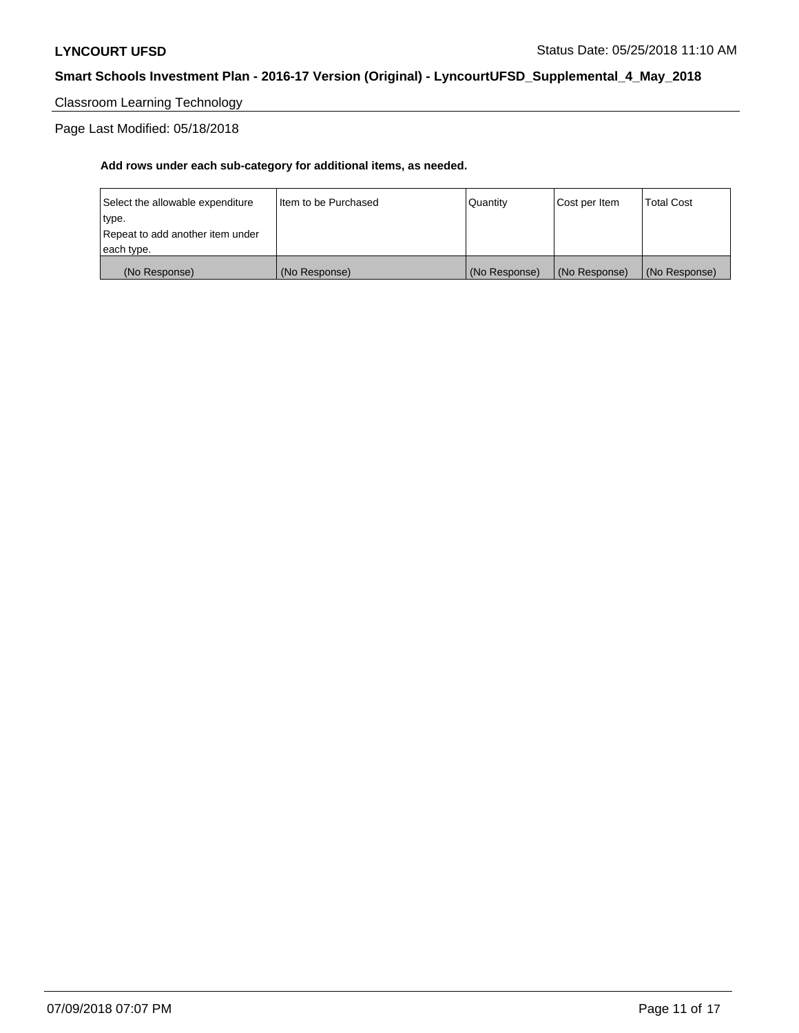Classroom Learning Technology

Page Last Modified: 05/18/2018

**Add rows under each sub-category for additional items, as needed.**

| Select the allowable expenditure type. Repeat to add another item under each type. | Item to be Purchased | Quantity | Cost per Item | Total Cost |
|---|---|---|---|---|
| (No Response) | (No Response) | (No Response) | (No Response) | (No Response) |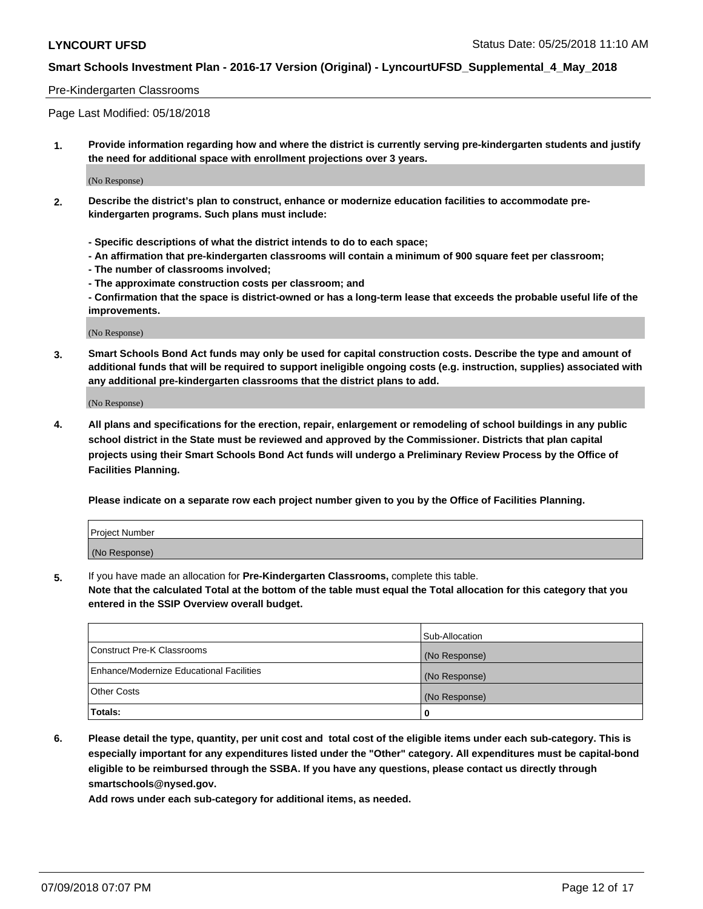Pre-Kindergarten Classrooms

Page Last Modified: 05/18/2018

1. **Provide information regarding how and where the district is currently serving pre-kindergarten students and justify the need for additional space with enrollment projections over 3 years.**

(No Response)

2. **Describe the district's plan to construct, enhance or modernize education facilities to accommodate pre-kindergarten programs. Such plans must include:**

   **- Specific descriptions of what the district intends to do to each space;**
   **- An affirmation that pre-kindergarten classrooms will contain a minimum of 900 square feet per classroom;**
   **- The number of classrooms involved;**
   **- The approximate construction costs per classroom; and**
   **- Confirmation that the space is district-owned or has a long-term lease that exceeds the probable useful life of the improvements.**

(No Response)

3. **Smart Schools Bond Act funds may only be used for capital construction costs. Describe the type and amount of additional funds that will be required to support ineligible ongoing costs (e.g. instruction, supplies) associated with any additional pre-kindergarten classrooms that the district plans to add.**

(No Response)

4. **All plans and specifications for the erection, repair, enlargement or remodeling of school buildings in any public school district in the State must be reviewed and approved by the Commissioner. Districts that plan capital projects using their Smart Schools Bond Act funds will undergo a Preliminary Review Process by the Office of Facilities Planning.**

   **Please indicate on a separate row each project number given to you by the Office of Facilities Planning.**

| Project Number |
|---|
| (No Response) |

5. If you have made an allocation for **Pre-Kindergarten Classrooms,** complete this table.
   **Note that the calculated Total at the bottom of the table must equal the Total allocation for this category that you entered in the SSIP Overview overall budget.**

| | Sub-Allocation |
|---|---|
| Construct Pre-K Classrooms | (No Response) |
| Enhance/Modernize Educational Facilities | (No Response) |
| Other Costs | (No Response) |
| **Totals:** | **0** |

6. **Please detail the type, quantity, per unit cost and total cost of the eligible items under each sub-category. This is especially important for any expenditures listed under the "Other" category. All expenditures must be capital-bond eligible to be reimbursed through the SSBA. If you have any questions, please contact us directly through smartschools@nysed.gov.**

   **Add rows under each sub-category for additional items, as needed.**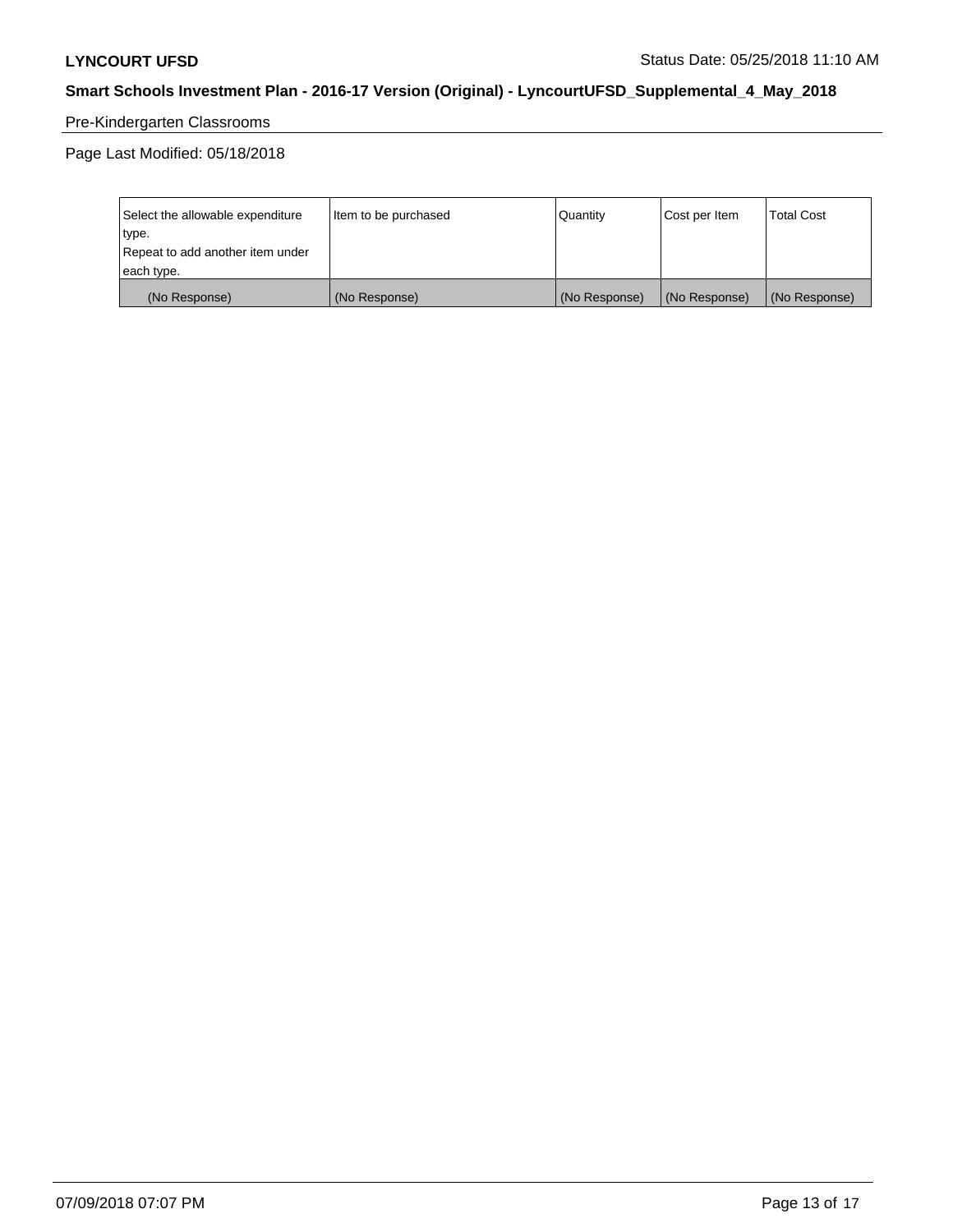Pre-Kindergarten Classrooms

Page Last Modified: 05/18/2018

| Select the allowable expenditure type.<br>Repeat to add another item under each type. | Item to be purchased | Quantity | Cost per Item | Total Cost |
|---|---|---|---|---|
| (No Response) | (No Response) | (No Response) | (No Response) | (No Response) |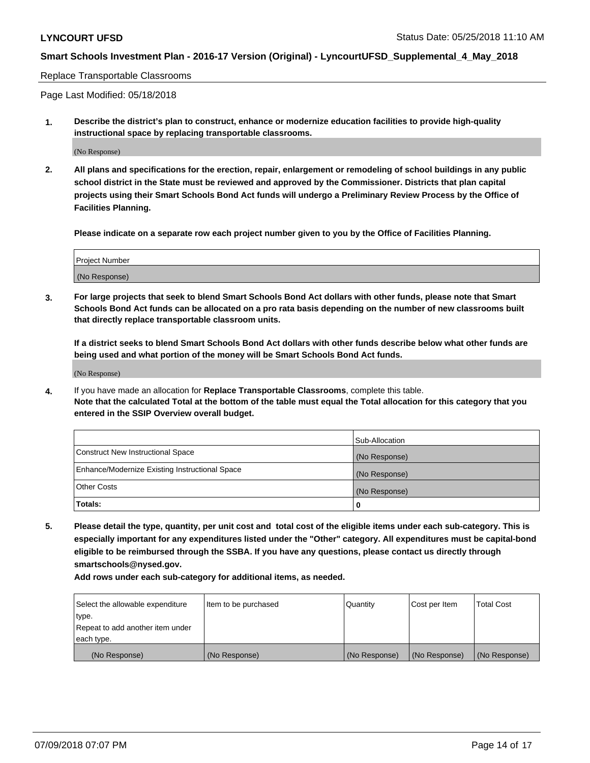Replace Transportable Classrooms

Page Last Modified: 05/18/2018

**1. Describe the district's plan to construct, enhance or modernize education facilities to provide high-quality instructional space by replacing transportable classrooms.**

(No Response)

**2. All plans and specifications for the erection, repair, enlargement or remodeling of school buildings in any public school district in the State must be reviewed and approved by the Commissioner. Districts that plan capital projects using their Smart Schools Bond Act funds will undergo a Preliminary Review Process by the Office of Facilities Planning.**

**Please indicate on a separate row each project number given to you by the Office of Facilities Planning.**

| Project Number |
| --- |
| (No Response) |

**3. For large projects that seek to blend Smart Schools Bond Act dollars with other funds, please note that Smart Schools Bond Act funds can be allocated on a pro rata basis depending on the number of new classrooms built that directly replace transportable classroom units.**

**If a district seeks to blend Smart Schools Bond Act dollars with other funds describe below what other funds are being used and what portion of the money will be Smart Schools Bond Act funds.**

(No Response)

**4.** If you have made an allocation for **Replace Transportable Classrooms**, complete this table. **Note that the calculated Total at the bottom of the table must equal the Total allocation for this category that you entered in the SSIP Overview overall budget.**

| | Sub-Allocation |
| --- | --- |
| Construct New Instructional Space | (No Response) |
| Enhance/Modernize Existing Instructional Space | (No Response) |
| Other Costs | (No Response) |
| **Totals:** | **0** |

**5. Please detail the type, quantity, per unit cost and total cost of the eligible items under each sub-category. This is especially important for any expenditures listed under the "Other" category. All expenditures must be capital-bond eligible to be reimbursed through the SSBA. If you have any questions, please contact us directly through smartschools@nysed.gov.**

**Add rows under each sub-category for additional items, as needed.**

| Select the allowable expenditure type. Repeat to add another item under each type. | Item to be purchased | Quantity | Cost per Item | Total Cost |
| --- | --- | --- | --- | --- |
| (No Response) | (No Response) | (No Response) | (No Response) | (No Response) |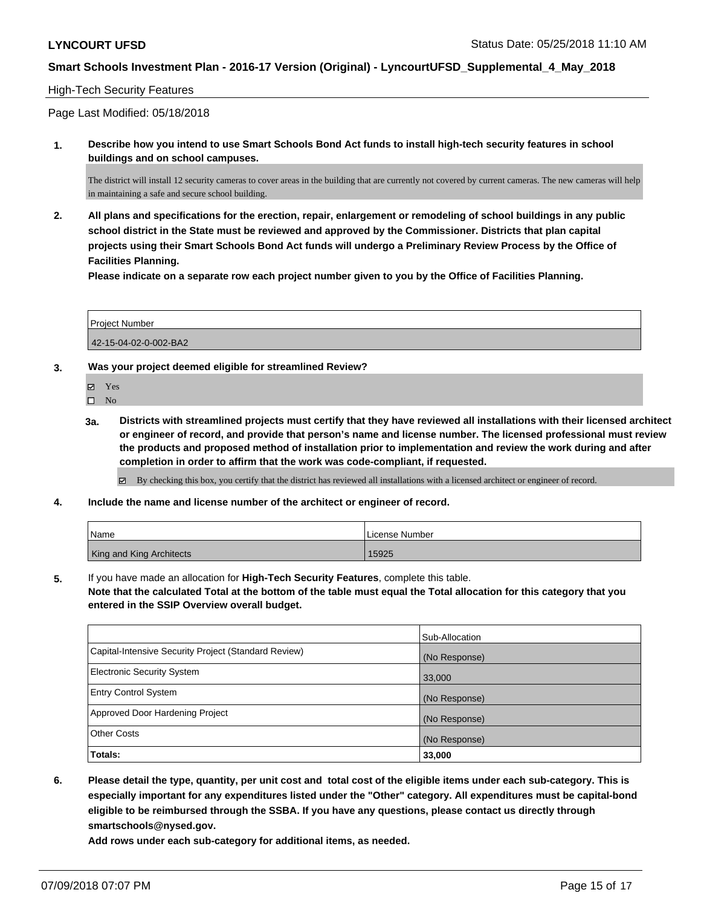High-Tech Security Features

Page Last Modified: 05/18/2018

**1. Describe how you intend to use Smart Schools Bond Act funds to install high-tech security features in school buildings and on school campuses.**

The district will install 12 security cameras to cover areas in the building that are currently not covered by current cameras. The new cameras will help in maintaining a safe and secure school building.

**2. All plans and specifications for the erection, repair, enlargement or remodeling of school buildings in any public school district in the State must be reviewed and approved by the Commissioner. Districts that plan capital projects using their Smart Schools Bond Act funds will undergo a Preliminary Review Process by the Office of Facilities Planning.**

**Please indicate on a separate row each project number given to you by the Office of Facilities Planning.**

| Project Number |
|---|
| 42-15-04-02-0-002-BA2 |

**3. Was your project deemed eligible for streamlined Review?**

- ☑ Yes
- ☐ No

**3a. Districts with streamlined projects must certify that they have reviewed all installations with their licensed architect or engineer of record, and provide that person's name and license number. The licensed professional must review the products and proposed method of installation prior to implementation and review the work during and after completion in order to affirm that the work was code-compliant, if requested.**

☑ By checking this box, you certify that the district has reviewed all installations with a licensed architect or engineer of record.

**4. Include the name and license number of the architect or engineer of record.**

| Name | License Number |
|---|---|
| King and King Architects | 15925 |

**5.** If you have made an allocation for **High-Tech Security Features**, complete this table.
**Note that the calculated Total at the bottom of the table must equal the Total allocation for this category that you entered in the SSIP Overview overall budget.**

| | Sub-Allocation |
|---|---|
| Capital-Intensive Security Project (Standard Review) | (No Response) |
| Electronic Security System | 33,000 |
| Entry Control System | (No Response) |
| Approved Door Hardening Project | (No Response) |
| Other Costs | (No Response) |
| **Totals:** | **33,000** |

**6. Please detail the type, quantity, per unit cost and total cost of the eligible items under each sub-category. This is especially important for any expenditures listed under the "Other" category. All expenditures must be capital-bond eligible to be reimbursed through the SSBA. If you have any questions, please contact us directly through smartschools@nysed.gov.**

**Add rows under each sub-category for additional items, as needed.**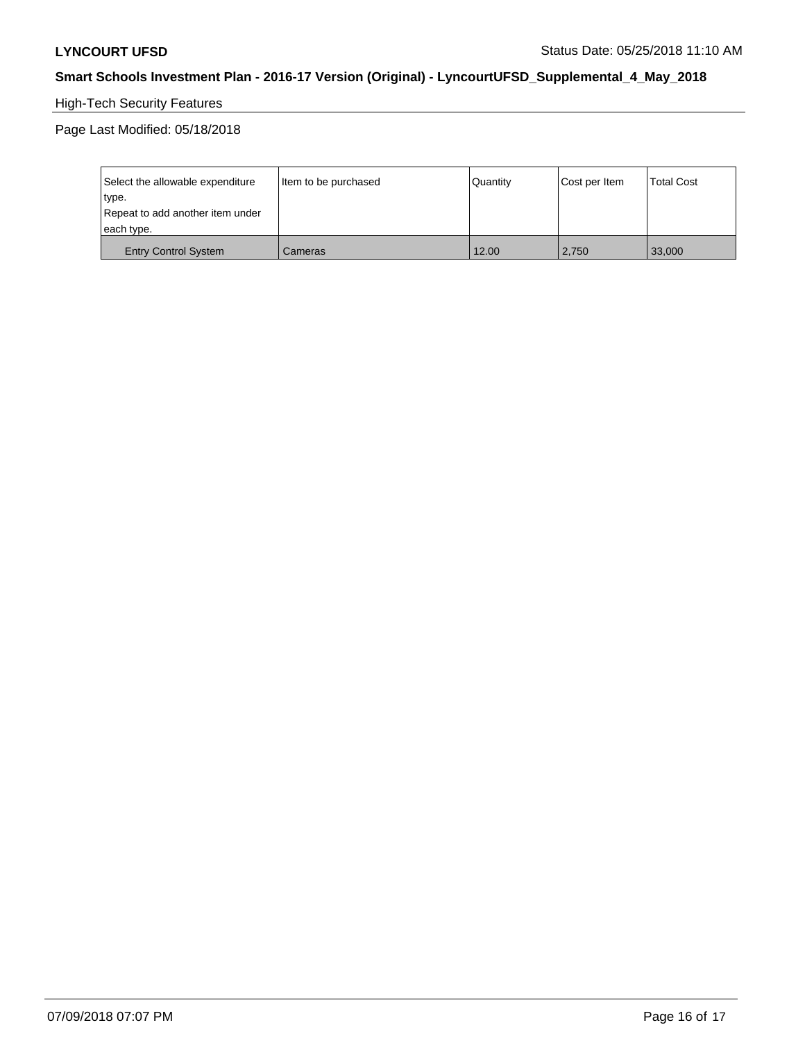High-Tech Security Features

Page Last Modified: 05/18/2018

| Select the allowable expenditure type. Repeat to add another item under each type. | Item to be purchased | Quantity | Cost per Item | Total Cost |
|---|---|---|---|---|
| Entry Control System | Cameras | 12.00 | 2,750 | 33,000 |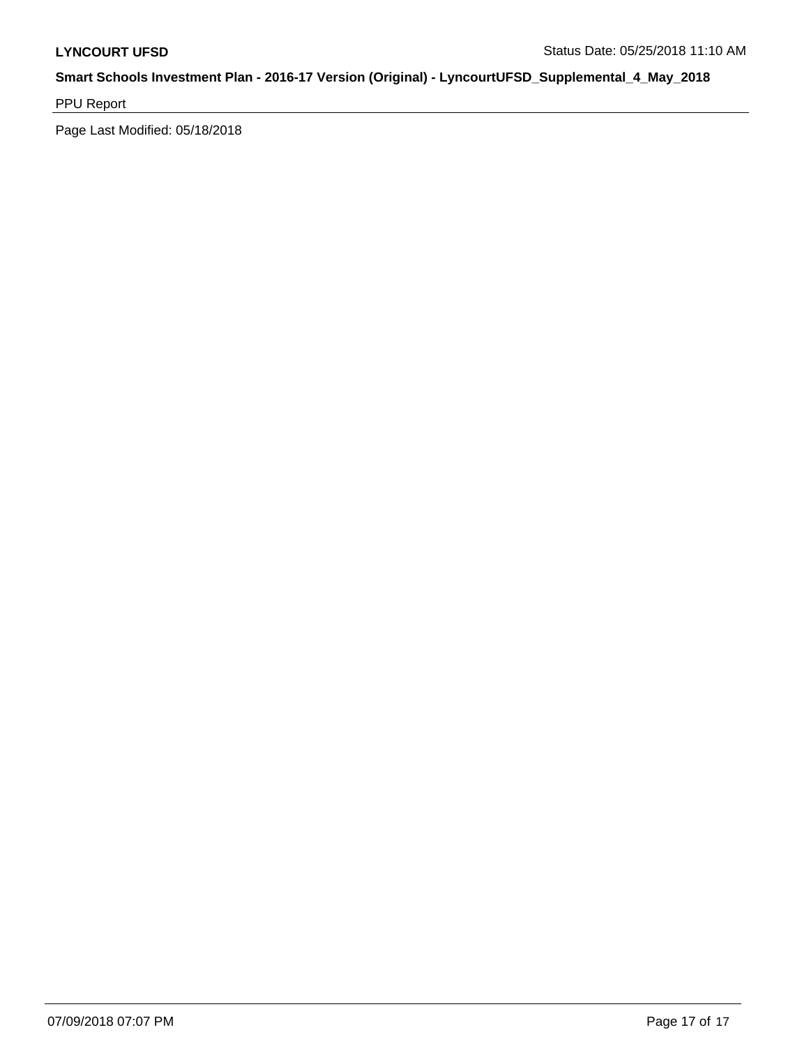Page Last Modified: 05/18/2018